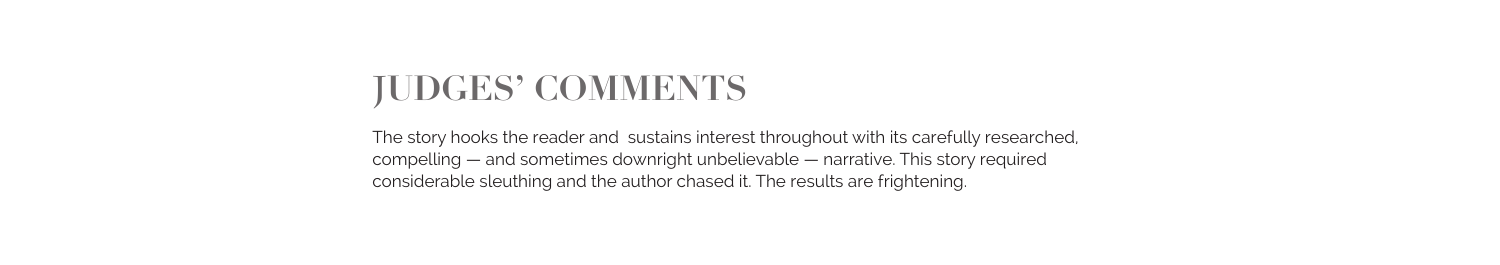# JUDGES' COMMENTS

The story hooks the reader and sustains interest throughout with its carefully researched, compelling — and sometimes downright unbelievable — narrative. This story required considerable sleuthing and the author chased it. The results are frightening.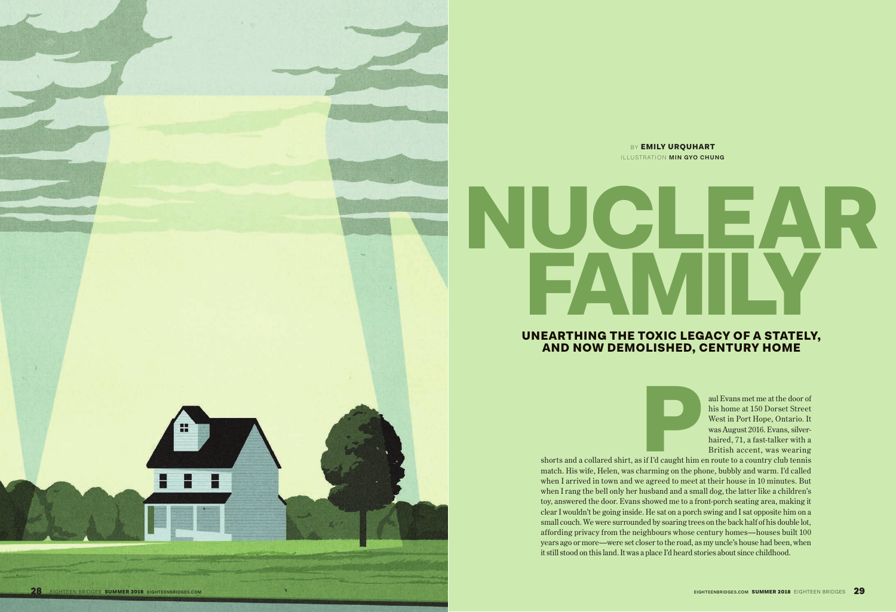BY **EMILY URQUHART**
ILLUSTRATION **MIN GYO CHUNG**

# NUCLEAR FAMILY

## UNEARTHING THE TOXIC LEGACY OF A STATELY, AND NOW DEMOLISHED, CENTURY HOME

Paul Evans met me at the door of his home at 150 Dorset Street West in Port Hope, Ontario. It was August 2016. Evans, silver-haired, 71, a fast-talker with a British accent, was wearing shorts and a collared shirt, as if I'd caught him en route to a country club tennis match. His wife, Helen, was charming on the phone, bubbly and warm. I'd called when I arrived in town and we agreed to meet at their house in 10 minutes. But when I rang the bell only her husband and a small dog, the latter like a children's toy, answered the door. Evans showed me to a front-porch seating area, making it clear I wouldn't be going inside. He sat on a porch swing and I sat opposite him on a small couch. We were surrounded by soaring trees on the back half of his double lot, affording privacy from the neighbours whose century homes—houses built 100 years ago or more—were set closer to the road, as my uncle's house had been, when it still stood on this land. It was a place I'd heard stories about since childhood.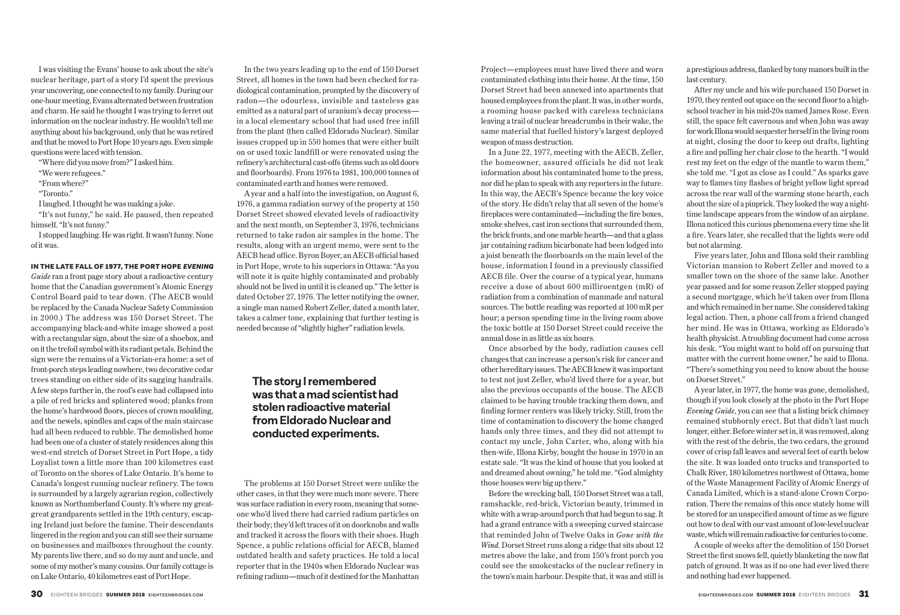I was visiting the Evans' house to ask about the site's nuclear heritage, part of a story I'd spent the previous year uncovering, one connected to my family. During our one-hour meeting, Evans alternated between frustration and charm. He said he thought I was trying to ferret out information on the nuclear industry. He wouldn't tell me anything about his background, only that he was retired and that he moved to Port Hope 10 years ago. Even simple questions were laced with tension.

"Where did you move from?" I asked him.

"We were refugees."

"From where?"

"Toronto."

I laughed. I thought he was making a joke.

"It's not funny," he said. He paused, then repeated himself. "It's not funny."

I stopped laughing. He was right. It wasn't funny. None of it was.

**IN THE LATE FALL OF 1977, THE PORT HOPE *EVENING Guide*** ran a front page story about a radioactive century home that the Canadian government's Atomic Energy Control Board paid to tear down. (The AECB would be replaced by the Canada Nuclear Safety Commission in 2000.) The address was 150 Dorset Street. The accompanying black-and-white image showed a post with a rectangular sign, about the size of a shoebox, and on it the trefoil symbol with its radiant petals. Behind the sign were the remains of a Victorian-era home: a set of front-porch steps leading nowhere, two decorative cedar trees standing on either side of its sagging handrails. A few steps further in, the roof's eave had collapsed into a pile of red bricks and splintered wood; planks from the home's hardwood floors, pieces of crown moulding, and the newels, spindles and caps of the main staircase had all been reduced to rubble. The demolished home had been one of a cluster of stately residences along this west-end stretch of Dorset Street in Port Hope, a tidy Loyalist town a little more than 100 kilometres east of Toronto on the shores of Lake Ontario. It's home to Canada's longest running nuclear refinery. The town is surrounded by a largely agrarian region, collectively known as Northumberland County. It's where my great-great grandparents settled in the 19th century, escaping Ireland just before the famine. Their descendants lingered in the region and you can still see their surname on businesses and mailboxes throughout the county. My parents live there, and so do my aunt and uncle, and some of my mother's many cousins. Our family cottage is on Lake Ontario, 40 kilometres east of Port Hope.

In the two years leading up to the end of 150 Dorset Street, all homes in the town had been checked for radiological contamination, prompted by the discovery of radon—the odourless, invisible and tasteless gas emitted as a natural part of uranium's decay process—in a local elementary school that had used free infill from the plant (then called Eldorado Nuclear). Similar issues cropped up in 550 homes that were either built on or used toxic landfill or were renovated using the refinery's architectural cast-offs (items such as old doors and floorboards). From 1976 to 1981, 100,000 tonnes of contaminated earth and homes were removed.

A year and a half into the investigation, on August 6, 1976, a gamma radiation survey of the property at 150 Dorset Street showed elevated levels of radioactivity and the next month, on September 3, 1976, technicians returned to take radon air samples in the home. The results, along with an urgent memo, were sent to the AECB head office. Byron Boyer, an AECB official based in Port Hope, wrote to his superiors in Ottawa: "As you will note it is quite highly contaminated and probably should not be lived in until it is cleaned up." The letter is dated October 27, 1976. The letter notifying the owner, a single man named Robert Zeller, dated a month later, takes a calmer tone, explaining that further testing is needed because of "slightly higher" radiation levels.

**The story I remembered was that a mad scientist had stolen radioactive material from Eldorado Nuclear and conducted experiments.**

The problems at 150 Dorset Street were unlike the other cases, in that they were much more severe. There was surface radiation in every room, meaning that someone who'd lived there had carried radium particles on their body; they'd left traces of it on doorknobs and walls and tracked it across the floors with their shoes. Hugh Spence, a public relations official for AECB, blamed outdated health and safety practices. He told a local reporter that in the 1940s when Eldorado Nuclear was refining radium—much of it destined for the Manhattan Project—employees must have lived there and worn contaminated clothing into their home. At the time, 150 Dorset Street had been annexed into apartments that housed employees from the plant. It was, in other words, a rooming house packed with careless technicians leaving a trail of nuclear breadcrumbs in their wake, the same material that fuelled history's largest deployed weapon of mass destruction.

In a June 22, 1977, meeting with the AECB, Zeller, the homeowner, assured officials he did not leak information about his contaminated home to the press, nor did he plan to speak with any reporters in the future. In this way, the AECB's Spence became the key voice of the story. He didn't relay that all seven of the home's fireplaces were contaminated—including the fire boxes, smoke shelves, cast iron sections that surrounded them, the brick fronts, and one marble hearth—and that a glass jar containing radium bicarbonate had been lodged into a joist beneath the floorboards on the main level of the house, information I found in a previously classified AECB file. Over the course of a typical year, humans receive a dose of about 600 milliroentgen (mR) of radiation from a combination of manmade and natural sources. The bottle reading was reported at 100 mR per hour; a person spending time in the living room above the toxic bottle at 150 Dorset Street could receive the annual dose in as little as six hours.

Once absorbed by the body, radiation causes cell changes that can increase a person's risk for cancer and other hereditary issues. The AECB knew it was important to test not just Zeller, who'd lived there for a year, but also the previous occupants of the house. The AECB claimed to be having trouble tracking them down, and finding former renters was likely tricky. Still, from the time of contamination to discovery the home changed hands only three times, and they did not attempt to contact my uncle, John Carter, who, along with his then-wife, Illona Kirby, bought the house in 1970 in an estate sale. "It was the kind of house that you looked at and dreamed about owning," he told me. "God almighty those houses were big up there."

Before the wrecking ball, 150 Dorset Street was a tall, ramshackle, red-brick, Victorian beauty, trimmed in white with a wrap-around porch that had begun to sag. It had a grand entrance with a sweeping curved staircase that reminded John of Twelve Oaks in *Gone with the Wind*. Dorset Street runs along a ridge that sits about 12 metres above the lake, and from 150's front porch you could see the smokestacks of the nuclear refinery in the town's main harbour. Despite that, it was and still is a prestigious address, flanked by tony manors built in the last century.

After my uncle and his wife purchased 150 Dorset in 1970, they rented out space on the second floor to a high-school teacher in his mid-20s named James Rose. Even still, the space felt cavernous and when John was away for work Illona would sequester herself in the living room at night, closing the door to keep out drafts, lighting a fire and pulling her chair close to the hearth. "I would rest my feet on the edge of the mantle to warm them," she told me. "I got as close as I could." As sparks gave way to flames tiny flashes of bright yellow light spread across the rear wall of the warming stone hearth, each about the size of a pinprick. They looked the way a night-time landscape appears from the window of an airplane. Illona noticed this curious phenomena every time she lit a fire. Years later, she recalled that the lights were odd but not alarming.

Five years later, John and Illona sold their rambling Victorian mansion to Robert Zeller and moved to a smaller town on the shore of the same lake. Another year passed and for some reason Zeller stopped paying a second mortgage, which he'd taken over from Illona and which remained in her name. She considered taking legal action. Then, a phone call from a friend changed her mind. He was in Ottawa, working as Eldorado's health physicist. A troubling document had come across his desk. "You might want to hold off on pursuing that matter with the current home owner," he said to Illona. "There's something you need to know about the house on Dorset Street."

A year later, in 1977, the home was gone, demolished, though if you look closely at the photo in the Port Hope *Evening Guide*, you can see that a listing brick chimney remained stubbornly erect. But that didn't last much longer, either. Before winter set in, it was removed, along with the rest of the debris, the two cedars, the ground cover of crisp fall leaves and several feet of earth below the site. It was loaded onto trucks and transported to Chalk River, 180 kilometres northwest of Ottawa, home of the Waste Management Facility of Atomic Energy of Canada Limited, which is a stand-alone Crown Corporation. There the remains of this once stately home will be stored for an unspecified amount of time as we figure out how to deal with our vast amount of low-level nuclear waste, which will remain radioactive for centuries to come.

A couple of weeks after the demolition of 150 Dorset Street the first snows fell, quietly blanketing the now flat patch of ground. It was as if no one had ever lived there and nothing had ever happened.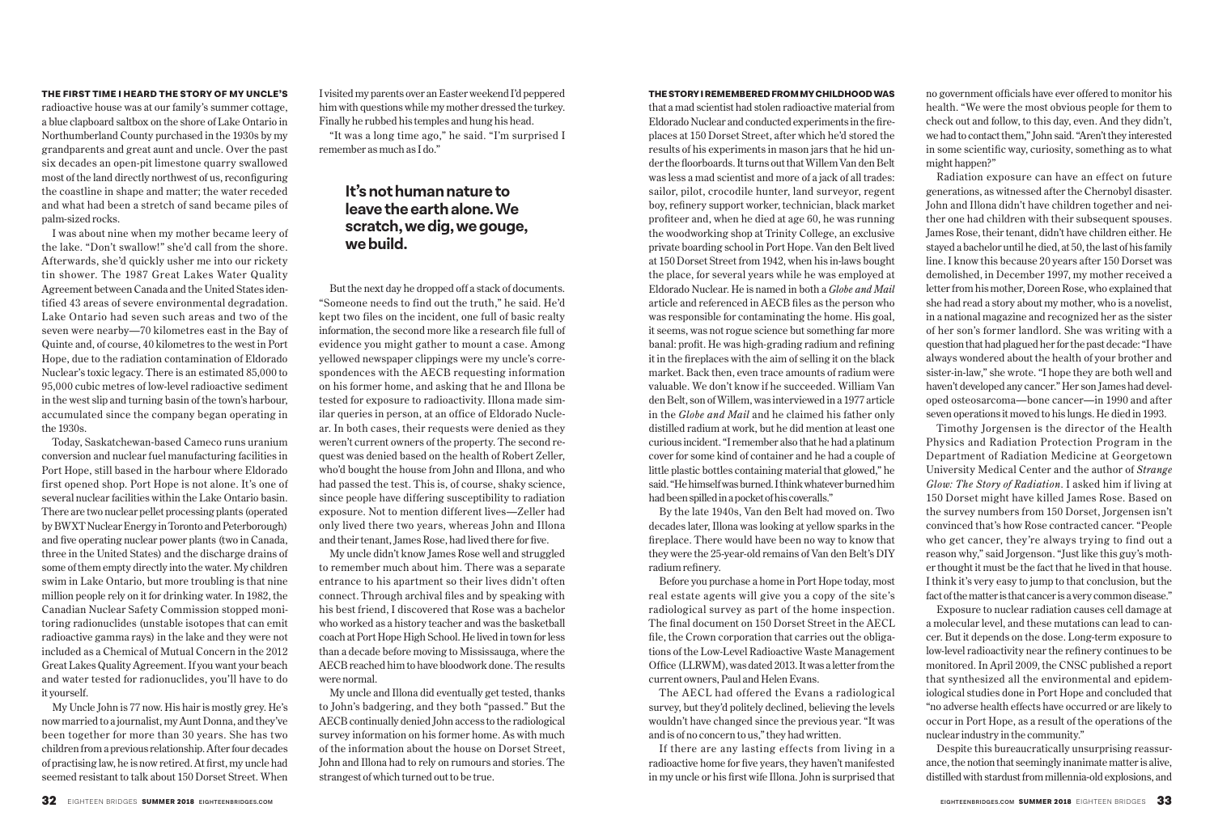**THE FIRST TIME I HEARD THE STORY OF MY UNCLE'S** radioactive house was at our family's summer cottage, a blue clapboard saltbox on the shore of Lake Ontario in Northumberland County purchased in the 1930s by my grandparents and great aunt and uncle. Over the past six decades an open-pit limestone quarry swallowed most of the land directly northwest of us, reconfiguring the coastline in shape and matter; the water receded and what had been a stretch of sand became piles of palm-sized rocks.

I was about nine when my mother became leery of the lake. "Don't swallow!" she'd call from the shore. Afterwards, she'd quickly usher me into our rickety tin shower. The 1987 Great Lakes Water Quality Agreement between Canada and the United States identified 43 areas of severe environmental degradation. Lake Ontario had seven such areas and two of the seven were nearby—70 kilometres east in the Bay of Quinte and, of course, 40 kilometres to the west in Port Hope, due to the radiation contamination of Eldorado Nuclear's toxic legacy. There is an estimated 85,000 to 95,000 cubic metres of low-level radioactive sediment in the west slip and turning basin of the town's harbour, accumulated since the company began operating in the 1930s.

Today, Saskatchewan-based Cameco runs uranium conversion and nuclear fuel manufacturing facilities in Port Hope, still based in the harbour where Eldorado first opened shop. Port Hope is not alone. It's one of several nuclear facilities within the Lake Ontario basin. There are two nuclear pellet processing plants (operated by BWXT Nuclear Energy in Toronto and Peterborough) and five operating nuclear power plants (two in Canada, three in the United States) and the discharge drains of some of them empty directly into the water. My children swim in Lake Ontario, but more troubling is that nine million people rely on it for drinking water. In 1982, the Canadian Nuclear Safety Commission stopped monitoring radionuclides (unstable isotopes that can emit radioactive gamma rays) in the lake and they were not included as a Chemical of Mutual Concern in the 2012 Great Lakes Quality Agreement. If you want your beach and water tested for radionuclides, you'll have to do it yourself.

My Uncle John is 77 now. His hair is mostly grey. He's now married to a journalist, my Aunt Donna, and they've been together for more than 30 years. She has two children from a previous relationship. After four decades of practising law, he is now retired. At first, my uncle had seemed resistant to talk about 150 Dorset Street. When I visited my parents over an Easter weekend I'd peppered him with questions while my mother dressed the turkey. Finally he rubbed his temples and hung his head.

"It was a long time ago," he said. "I'm surprised I remember as much as I do."

> **It's not human nature to leave the earth alone. We scratch, we dig, we gouge, we build.**

But the next day he dropped off a stack of documents. "Someone needs to find out the truth," he said. He'd kept two files on the incident, one full of basic realty information, the second more like a research file full of evidence you might gather to mount a case. Among yellowed newspaper clippings were my uncle's correspondences with the AECB requesting information on his former home, and asking that he and Illona be tested for exposure to radioactivity. Illona made similar queries in person, at an office of Eldorado Nuclear. In both cases, their requests were denied as they weren't current owners of the property. The second request was denied based on the health of Robert Zeller, who'd bought the house from John and Illona, and who had passed the test. This is, of course, shaky science, since people have differing susceptibility to radiation exposure. Not to mention different lives—Zeller had only lived there two years, whereas John and Illona and their tenant, James Rose, had lived there for five.

My uncle didn't know James Rose well and struggled to remember much about him. There was a separate entrance to his apartment so their lives didn't often connect. Through archival files and by speaking with his best friend, I discovered that Rose was a bachelor who worked as a history teacher and was the basketball coach at Port Hope High School. He lived in town for less than a decade before moving to Mississauga, where the AECB reached him to have bloodwork done. The results were normal.

My uncle and Illona did eventually get tested, thanks to John's badgering, and they both "passed." But the AECB continually denied John access to the radiological survey information on his former home. As with much of the information about the house on Dorset Street, John and Illona had to rely on rumours and stories. The strangest of which turned out to be true.

**THE STORY I REMEMBERED FROM MY CHILDHOOD WAS** that a mad scientist had stolen radioactive material from Eldorado Nuclear and conducted experiments in the fireplaces at 150 Dorset Street, after which he'd stored the results of his experiments in mason jars that he hid under the floorboards. It turns out that Willem Van den Belt was less a mad scientist and more of a jack of all trades: sailor, pilot, crocodile hunter, land surveyor, regent boy, refinery support worker, technician, black market profiteer and, when he died at age 60, he was running the woodworking shop at Trinity College, an exclusive private boarding school in Port Hope. Van den Belt lived at 150 Dorset Street from 1942, when his in-laws bought the place, for several years while he was employed at Eldorado Nuclear. He is named in both a *Globe and Mail* article and referenced in AECB files as the person who was responsible for contaminating the home. His goal, it seems, was not rogue science but something far more banal: profit. He was high-grading radium and refining it in the fireplaces with the aim of selling it on the black market. Back then, even trace amounts of radium were valuable. We don't know if he succeeded. William Van den Belt, son of Willem, was interviewed in a 1977 article in the *Globe and Mail* and he claimed his father only distilled radium at work, but he did mention at least one curious incident. "I remember also that he had a platinum cover for some kind of container and he had a couple of little plastic bottles containing material that glowed," he said. "He himself was burned. I think whatever burned him had been spilled in a pocket of his coveralls."

By the late 1940s, Van den Belt had moved on. Two decades later, Illona was looking at yellow sparks in the fireplace. There would have been no way to know that they were the 25-year-old remains of Van den Belt's DIY radium refinery.

Before you purchase a home in Port Hope today, most real estate agents will give you a copy of the site's radiological survey as part of the home inspection. The final document on 150 Dorset Street in the AECL file, the Crown corporation that carries out the obligations of the Low-Level Radioactive Waste Management Office (LLRWM), was dated 2013. It was a letter from the current owners, Paul and Helen Evans.

The AECL had offered the Evans a radiological survey, but they'd politely declined, believing the levels wouldn't have changed since the previous year. "It was and is of no concern to us," they had written.

If there are any lasting effects from living in a radioactive home for five years, they haven't manifested in my uncle or his first wife Illona. John is surprised that no government officials have ever offered to monitor his health. "We were the most obvious people for them to check out and follow, to this day, even. And they didn't, we had to contact them," John said. "Aren't they interested in some scientific way, curiosity, something as to what might happen?"

Radiation exposure can have an effect on future generations, as witnessed after the Chernobyl disaster. John and Illona didn't have children together and neither one had children with their subsequent spouses. James Rose, their tenant, didn't have children either. He stayed a bachelor until he died, at 50, the last of his family line. I know this because 20 years after 150 Dorset was demolished, in December 1997, my mother received a letter from his mother, Doreen Rose, who explained that she had read a story about my mother, who is a novelist, in a national magazine and recognized her as the sister of her son's former landlord. She was writing with a question that had plagued her for the past decade: "I have always wondered about the health of your brother and sister-in-law," she wrote. "I hope they are both well and haven't developed any cancer." Her son James had developed osteosarcoma—bone cancer—in 1990 and after seven operations it moved to his lungs. He died in 1993.

Timothy Jorgensen is the director of the Health Physics and Radiation Protection Program in the Department of Radiation Medicine at Georgetown University Medical Center and the author of *Strange Glow: The Story of Radiation*. I asked him if living at 150 Dorset might have killed James Rose. Based on the survey numbers from 150 Dorset, Jorgensen isn't convinced that's how Rose contracted cancer. "People who get cancer, they're always trying to find out a reason why," said Jorgenson. "Just like this guy's mother thought it must be the fact that he lived in that house. I think it's very easy to jump to that conclusion, but the fact of the matter is that cancer is a very common disease."

Exposure to nuclear radiation causes cell damage at a molecular level, and these mutations can lead to cancer. But it depends on the dose. Long-term exposure to low-level radioactivity near the refinery continues to be monitored. In April 2009, the CNSC published a report that synthesized all the environmental and epidemiological studies done in Port Hope and concluded that "no adverse health effects have occurred or are likely to occur in Port Hope, as a result of the operations of the nuclear industry in the community."

Despite this bureaucratically unsurprising reassurance, the notion that seemingly inanimate matter is alive, distilled with stardust from millennia-old explosions, and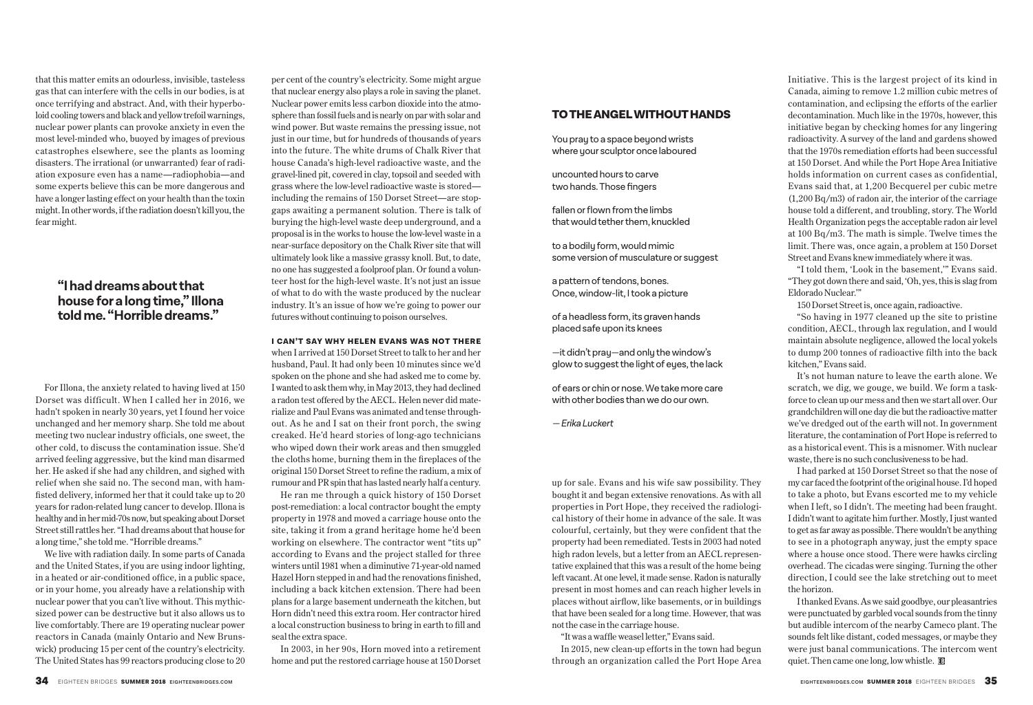that this matter emits an odourless, invisible, tasteless gas that can interfere with the cells in our bodies, is at once terrifying and abstract. And, with their hyperboloid cooling towers and black and yellow trefoil warnings, nuclear power plants can provoke anxiety in even the most level-minded who, buoyed by images of previous catastrophes elsewhere, see the plants as looming disasters. The irrational (or unwarranted) fear of radiation exposure even has a name—radiophobia—and some experts believe this can be more dangerous and have a longer lasting effect on your health than the toxin might. In other words, if the radiation doesn't kill you, the fear might.

> **"I had dreams about that house for a long time," Illona told me. "Horrible dreams."**

For Illona, the anxiety related to having lived at 150 Dorset was difficult. When I called her in 2016, we hadn't spoken in nearly 30 years, yet I found her voice unchanged and her memory sharp. She told me about meeting two nuclear industry officials, one sweet, the other cold, to discuss the contamination issue. She'd arrived feeling aggressive, but the kind man disarmed her. He asked if she had any children, and sighed with relief when she said no. The second man, with ham-fisted delivery, informed her that it could take up to 20 years for radon-related lung cancer to develop. Illona is healthy and in her mid-70s now, but speaking about Dorset Street still rattles her. "I had dreams about that house for a long time," she told me. "Horrible dreams."

We live with radiation daily. In some parts of Canada and the United States, if you are using indoor lighting, in a heated or air-conditioned office, in a public space, or in your home, you already have a relationship with nuclear power that you can't live without. This mythic-sized power can be destructive but it also allows us to live comfortably. There are 19 operating nuclear power reactors in Canada (mainly Ontario and New Brunswick) producing 15 per cent of the country's electricity. The United States has 99 reactors producing close to 20 per cent of the country's electricity. Some might argue that nuclear energy also plays a role in saving the planet. Nuclear power emits less carbon dioxide into the atmosphere than fossil fuels and is nearly on par with solar and wind power. But waste remains the pressing issue, not just in our time, but for hundreds of thousands of years into the future. The white drums of Chalk River that house Canada's high-level radioactive waste, and the gravel-lined pit, covered in clay, topsoil and seeded with grass where the low-level radioactive waste is stored—including the remains of 150 Dorset Street—are stopgaps awaiting a permanent solution. There is talk of burying the high-level waste deep underground, and a proposal is in the works to house the low-level waste in a near-surface depository on the Chalk River site that will ultimately look like a massive grassy knoll. But, to date, no one has suggested a foolproof plan. Or found a volunteer host for the high-level waste. It's not just an issue of what to do with the waste produced by the nuclear industry. It's an issue of how we're going to power our futures without continuing to poison ourselves.

**I CAN'T SAY WHY HELEN EVANS WAS NOT THERE** when I arrived at 150 Dorset Street to talk to her and her husband, Paul. It had only been 10 minutes since we'd spoken on the phone and she had asked me to come by. I wanted to ask them why, in May 2013, they had declined a radon test offered by the AECL. Helen never did materialize and Paul Evans was animated and tense throughout. As he and I sat on their front porch, the swing creaked. He'd heard stories of long-ago technicians who wiped down their work areas and then smuggled the cloths home, burning them in the fireplaces of the original 150 Dorset Street to refine the radium, a mix of rumour and PR spin that has lasted nearly half a century.

He ran me through a quick history of 150 Dorset post-remediation: a local contractor bought the empty property in 1978 and moved a carriage house onto the site, taking it from a grand heritage home he'd been working on elsewhere. The contractor went "tits up" according to Evans and the project stalled for three winters until 1981 when a diminutive 71-year-old named Hazel Horn stepped in and had the renovations finished, including a back kitchen extension. There had been plans for a large basement underneath the kitchen, but Horn didn't need this extra room. Her contractor hired a local construction business to bring in earth to fill and seal the extra space.

In 2003, in her 90s, Horn moved into a retirement home and put the restored carriage house at 150 Dorset up for sale. Evans and his wife saw possibility. They bought it and began extensive renovations. As with all properties in Port Hope, they received the radiological history of their home in advance of the sale. It was colourful, certainly, but they were confident that the property had been remediated. Tests in 2003 had noted high radon levels, but a letter from an AECL representative explained that this was a result of the home being left vacant. At one level, it made sense. Radon is naturally present in most homes and can reach higher levels in places without airflow, like basements, or in buildings that have been sealed for a long time. However, that was not the case in the carriage house.

"It was a waffle weasel letter," Evans said.

In 2015, new clean-up efforts in the town had begun through an organization called the Port Hope Area Initiative. This is the largest project of its kind in Canada, aiming to remove 1.2 million cubic metres of contamination, and eclipsing the efforts of the earlier decontamination. Much like in the 1970s, however, this initiative began by checking homes for any lingering radioactivity. A survey of the land and gardens showed that the 1970s remediation efforts had been successful at 150 Dorset. And while the Port Hope Area Initiative holds information on current cases as confidential, Evans said that, at 1,200 Becquerel per cubic metre (1,200 Bq/m3) of radon air, the interior of the carriage house told a different, and troubling, story. The World Health Organization pegs the acceptable radon air level at 100 Bq/m3. The math is simple. Twelve times the limit. There was, once again, a problem at 150 Dorset Street and Evans knew immediately where it was.

"I told them, 'Look in the basement,'" Evans said. "They got down there and said, 'Oh, yes, this is slag from Eldorado Nuclear.'"

150 Dorset Street is, once again, radioactive.

"So having in 1977 cleaned up the site to pristine condition, AECL, through lax regulation, and I would maintain absolute negligence, allowed the local yokels to dump 200 tonnes of radioactive filth into the back kitchen," Evans said.

It's not human nature to leave the earth alone. We scratch, we dig, we gouge, we build. We form a taskforce to clean up our mess and then we start all over. Our grandchildren will one day die but the radioactive matter we've dredged out of the earth will not. In government literature, the contamination of Port Hope is referred to as a historical event. This is a misnomer. With nuclear waste, there is no such conclusiveness to be had.

I had parked at 150 Dorset Street so that the nose of my car faced the footprint of the original house. I'd hoped to take a photo, but Evans escorted me to my vehicle when I left, so I didn't. The meeting had been fraught. I didn't want to agitate him further. Mostly, I just wanted to get as far away as possible. There wouldn't be anything to see in a photograph anyway, just the empty space where a house once stood. There were hawks circling overhead. The cicadas were singing. Turning the other direction, I could see the lake stretching out to meet the horizon.

I thanked Evans. As we said goodbye, our pleasantries were punctuated by garbled vocal sounds from the tinny but audible intercom of the nearby Cameco plant. The sounds felt like distant, coded messages, or maybe they were just banal communications. The intercom went quiet. Then came one long, low whistle.

## TO THE ANGEL WITHOUT HANDS

You pray to a space beyond wrists  
where your sculptor once laboured

uncounted hours to carve  
two hands. Those fingers

fallen or flown from the limbs  
that would tether them, knuckled

to a bodily form, would mimic  
some version of musculature or suggest

a pattern of tendons, bones.  
Once, window-lit, I took a picture

of a headless form, its graven hands  
placed safe upon its knees

—it didn't pray—and only the window's  
glow to suggest the light of eyes, the lack

of ears or chin or nose. We take more care  
with other bodies than we do our own.

*—Erika Luckert*